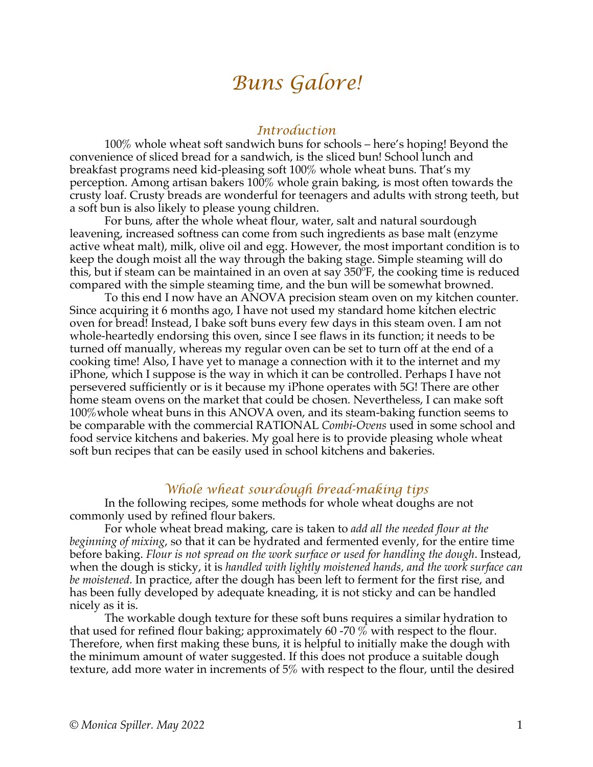# Buns Galore!

## Introduction

100% whole wheat soft sandwich buns for schools – here's hoping! Beyond the convenience of sliced bread for a sandwich, is the sliced bun! School lunch and breakfast programs need kid-pleasing soft 100% whole wheat buns. That's my perception. Among artisan bakers 100% whole grain baking, is most often towards the crusty loaf. Crusty breads are wonderful for teenagers and adults with strong teeth, but a soft bun is also likely to please young children.

For buns, after the whole wheat flour, water, salt and natural sourdough leavening, increased softness can come from such ingredients as base malt (enzyme active wheat malt), milk, olive oil and egg. However, the most important condition is to keep the dough moist all the way through the baking stage. Simple steaming will do this, but if steam can be maintained in an oven at say 350ºF, the cooking time is reduced compared with the simple steaming time, and the bun will be somewhat browned.

To this end I now have an ANOVA precision steam oven on my kitchen counter. Since acquiring it 6 months ago, I have not used my standard home kitchen electric oven for bread! Instead, I bake soft buns every few days in this steam oven. I am not whole-heartedly endorsing this oven, since I see flaws in its function; it needs to be turned off manually, whereas my regular oven can be set to turn off at the end of a cooking time! Also, I have yet to manage a connection with it to the internet and my iPhone, which I suppose is the way in which it can be controlled. Perhaps I have not persevered sufficiently or is it because my iPhone operates with 5G! There are other home steam ovens on the market that could be chosen. Nevertheless, I can make soft 100%whole wheat buns in this ANOVA oven, and its steam-baking function seems to be comparable with the commercial RATIONAL *Combi-Ovens* used in some school and food service kitchens and bakeries. My goal here is to provide pleasing whole wheat soft bun recipes that can be easily used in school kitchens and bakeries.

## Whole wheat sourdough bread-making tips

In the following recipes, some methods for whole wheat doughs are not commonly used by refined flour bakers.

For whole wheat bread making, care is taken to *add all the needed flour at the beginning of mixing*, so that it can be hydrated and fermented evenly, for the entire time before baking. *Flour is not spread on the work surface or used for handling the dough*. Instead, when the dough is sticky, it is *handled with lightly moistened hands, and the work surface can be moistened.* In practice, after the dough has been left to ferment for the first rise, and has been fully developed by adequate kneading, it is not sticky and can be handled nicely as it is.

The workable dough texture for these soft buns requires a similar hydration to that used for refined flour baking; approximately 60 -70 % with respect to the flour. Therefore, when first making these buns, it is helpful to initially make the dough with the minimum amount of water suggested. If this does not produce a suitable dough texture, add more water in increments of 5% with respect to the flour, until the desired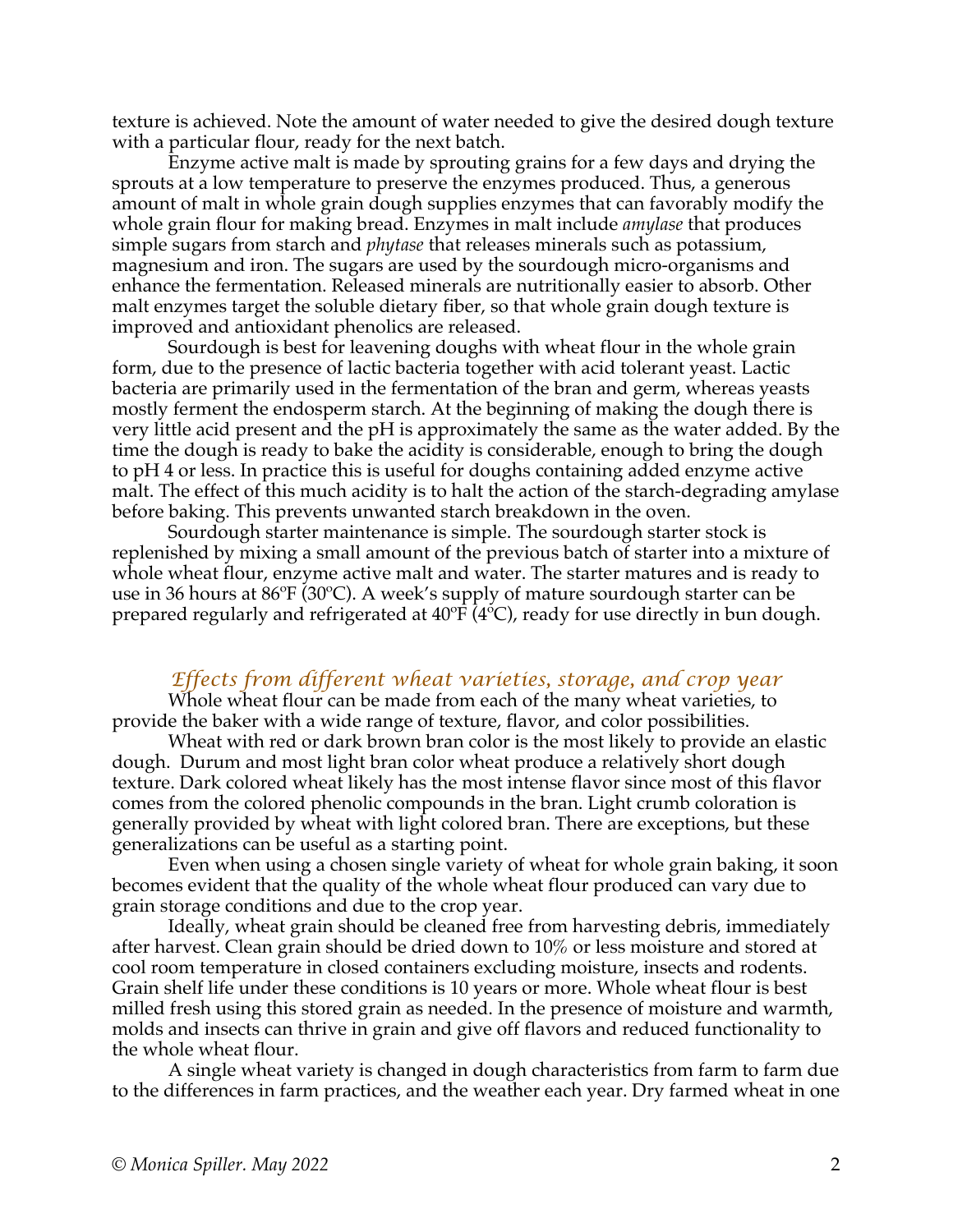texture is achieved. Note the amount of water needed to give the desired dough texture with a particular flour, ready for the next batch.

Enzyme active malt is made by sprouting grains for a few days and drying the sprouts at a low temperature to preserve the enzymes produced. Thus, a generous amount of malt in whole grain dough supplies enzymes that can favorably modify the whole grain flour for making bread. Enzymes in malt include *amylase* that produces simple sugars from starch and *phytase* that releases minerals such as potassium, magnesium and iron. The sugars are used by the sourdough micro-organisms and enhance the fermentation. Released minerals are nutritionally easier to absorb. Other malt enzymes target the soluble dietary fiber, so that whole grain dough texture is improved and antioxidant phenolics are released.

Sourdough is best for leavening doughs with wheat flour in the whole grain form, due to the presence of lactic bacteria together with acid tolerant yeast. Lactic bacteria are primarily used in the fermentation of the bran and germ, whereas yeasts mostly ferment the endosperm starch. At the beginning of making the dough there is very little acid present and the pH is approximately the same as the water added. By the time the dough is ready to bake the acidity is considerable, enough to bring the dough to pH 4 or less. In practice this is useful for doughs containing added enzyme active malt. The effect of this much acidity is to halt the action of the starch-degrading amylase before baking. This prevents unwanted starch breakdown in the oven.

Sourdough starter maintenance is simple. The sourdough starter stock is replenished by mixing a small amount of the previous batch of starter into a mixture of whole wheat flour, enzyme active malt and water. The starter matures and is ready to use in 36 hours at 86ºF (30ºC). A week's supply of mature sourdough starter can be prepared regularly and refrigerated at 40ºF (4ºC), ready for use directly in bun dough.

## *Effects from different wheat varieties, storage, and crop year*

Whole wheat flour can be made from each of the many wheat varieties, to provide the baker with a wide range of texture, flavor, and color possibilities.

Wheat with red or dark brown bran color is the most likely to provide an elastic dough. Durum and most light bran color wheat produce a relatively short dough texture. Dark colored wheat likely has the most intense flavor since most of this flavor comes from the colored phenolic compounds in the bran. Light crumb coloration is generally provided by wheat with light colored bran. There are exceptions, but these generalizations can be useful as a starting point.

Even when using a chosen single variety of wheat for whole grain baking, it soon becomes evident that the quality of the whole wheat flour produced can vary due to grain storage conditions and due to the crop year.

Ideally, wheat grain should be cleaned free from harvesting debris, immediately after harvest. Clean grain should be dried down to 10% or less moisture and stored at cool room temperature in closed containers excluding moisture, insects and rodents. Grain shelf life under these conditions is 10 years or more. Whole wheat flour is best milled fresh using this stored grain as needed. In the presence of moisture and warmth, molds and insects can thrive in grain and give off flavors and reduced functionality to the whole wheat flour.

A single wheat variety is changed in dough characteristics from farm to farm due to the differences in farm practices, and the weather each year. Dry farmed wheat in one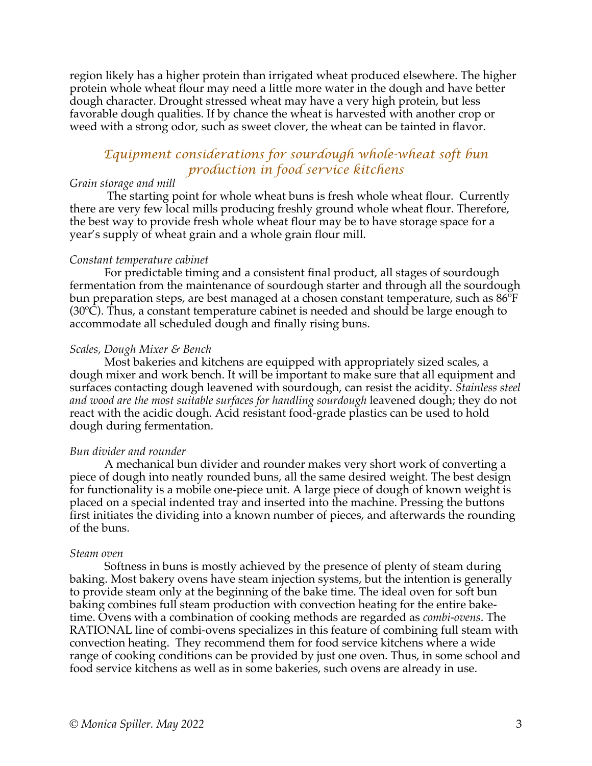region likely has a higher protein than irrigated wheat produced elsewhere. The higher protein whole wheat flour may need a little more water in the dough and have better dough character. Drought stressed wheat may have a very high protein, but less favorable dough qualities. If by chance the wheat is harvested with another crop or weed with a strong odor, such as sweet clover, the wheat can be tainted in flavor.

## Equipment considerations for sourdough whole-wheat soft bun production in food service kitchens

*Grain storage and mill*

The starting point for whole wheat buns is fresh whole wheat flour. Currently there are very few local mills producing freshly ground whole wheat flour. Therefore, the best way to provide fresh whole wheat flour may be to have storage space for a year's supply of wheat grain and a whole grain flour mill.

*Constant temperature cabinet*

For predictable timing and a consistent final product, all stages of sourdough fermentation from the maintenance of sourdough starter and through all the sourdough bun preparation steps, are best managed at a chosen constant temperature, such as 86ºF (30ºC). Thus, a constant temperature cabinet is needed and should be large enough to accommodate all scheduled dough and finally rising buns.

*Scales, Dough Mixer & Bench*

Most bakeries and kitchens are equipped with appropriately sized scales, a dough mixer and work bench. It will be important to make sure that all equipment and surfaces contacting dough leavened with sourdough, can resist the acidity. *Stainless steel and wood are the most suitable surfaces for handling sourdough* leavened dough; they do not react with the acidic dough. Acid resistant food-grade plastics can be used to hold dough during fermentation.

*Bun divider and rounder*

A mechanical bun divider and rounder makes very short work of converting a piece of dough into neatly rounded buns, all the same desired weight. The best design for functionality is a mobile one-piece unit. A large piece of dough of known weight is placed on a special indented tray and inserted into the machine. Pressing the buttons first initiates the dividing into a known number of pieces, and afterwards the rounding of the buns.

*Steam oven*

Softness in buns is mostly achieved by the presence of plenty of steam during baking. Most bakery ovens have steam injection systems, but the intention is generally to provide steam only at the beginning of the bake time. The ideal oven for soft bun baking combines full steam production with convection heating for the entire bake-time. Ovens with a combination of cooking methods are regarded as *combi-ovens*. The RATIONAL line of combi-ovens specializes in this feature of combining full steam with convection heating. They recommend them for food service kitchens where a wide range of cooking conditions can be provided by just one oven. Thus, in some school and food service kitchens as well as in some bakeries, such ovens are already in use.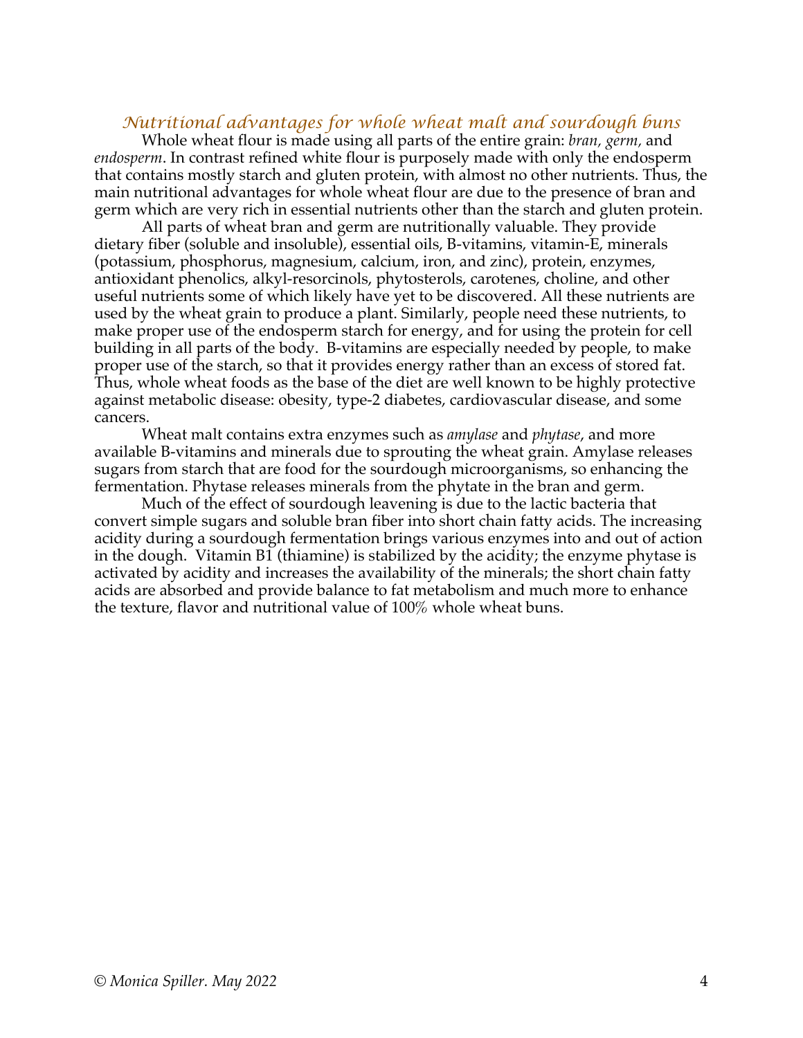## *Nutritional advantages for whole wheat malt and sourdough buns*

Whole wheat flour is made using all parts of the entire grain: *bran*, *germ*, and *endosperm*. In contrast refined white flour is purposely made with only the endosperm that contains mostly starch and gluten protein, with almost no other nutrients. Thus, the main nutritional advantages for whole wheat flour are due to the presence of bran and germ which are very rich in essential nutrients other than the starch and gluten protein.

All parts of wheat bran and germ are nutritionally valuable. They provide dietary fiber (soluble and insoluble), essential oils, B-vitamins, vitamin-E, minerals (potassium, phosphorus, magnesium, calcium, iron, and zinc), protein, enzymes, antioxidant phenolics, alkyl-resorcinols, phytosterols, carotenes, choline, and other useful nutrients some of which likely have yet to be discovered. All these nutrients are used by the wheat grain to produce a plant. Similarly, people need these nutrients, to make proper use of the endosperm starch for energy, and for using the protein for cell building in all parts of the body. B-vitamins are especially needed by people, to make proper use of the starch, so that it provides energy rather than an excess of stored fat. Thus, whole wheat foods as the base of the diet are well known to be highly protective against metabolic disease: obesity, type-2 diabetes, cardiovascular disease, and some cancers.

Wheat malt contains extra enzymes such as *amylase* and *phytase*, and more available B-vitamins and minerals due to sprouting the wheat grain. Amylase releases sugars from starch that are food for the sourdough microorganisms, so enhancing the fermentation. Phytase releases minerals from the phytate in the bran and germ.

Much of the effect of sourdough leavening is due to the lactic bacteria that convert simple sugars and soluble bran fiber into short chain fatty acids. The increasing acidity during a sourdough fermentation brings various enzymes into and out of action in the dough. Vitamin B1 (thiamine) is stabilized by the acidity; the enzyme phytase is activated by acidity and increases the availability of the minerals; the short chain fatty acids are absorbed and provide balance to fat metabolism and much more to enhance the texture, flavor and nutritional value of 100% whole wheat buns.

© *Monica Spiller. May 2022*